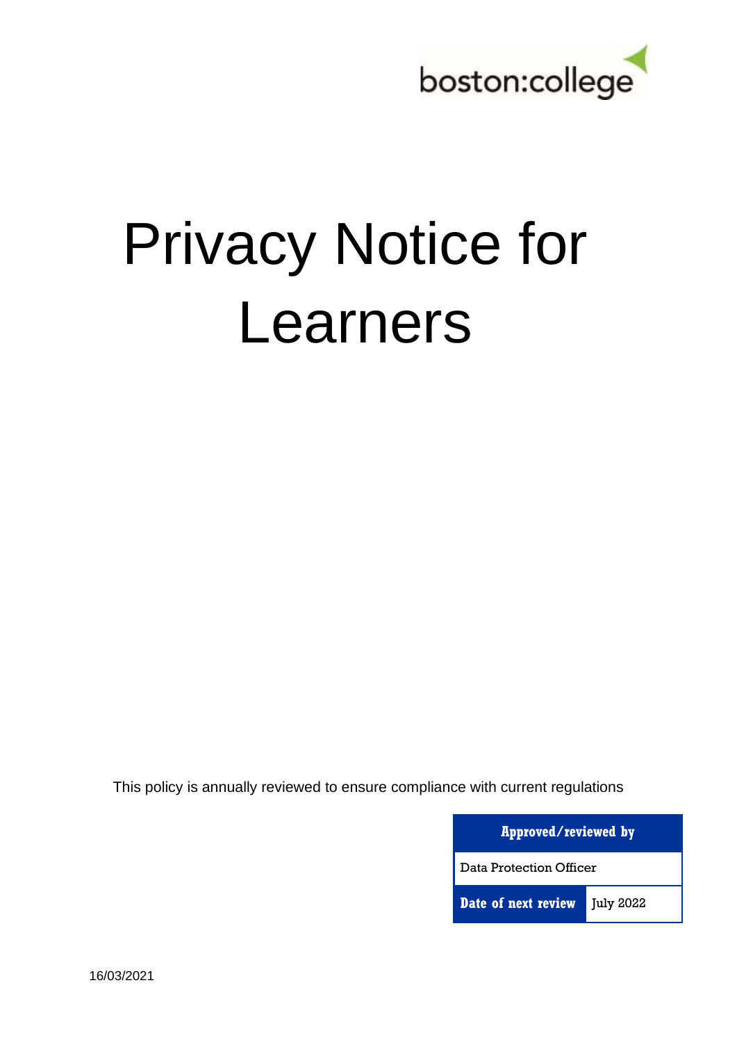boston:college

# Privacy Notice for Learners

This policy is annually reviewed to ensure compliance with current regulations

| **Approved/reviewed by** | |
|---|---|
| Data Protection Officer | |
| **Date of next review** | July 2022 |

16/03/2021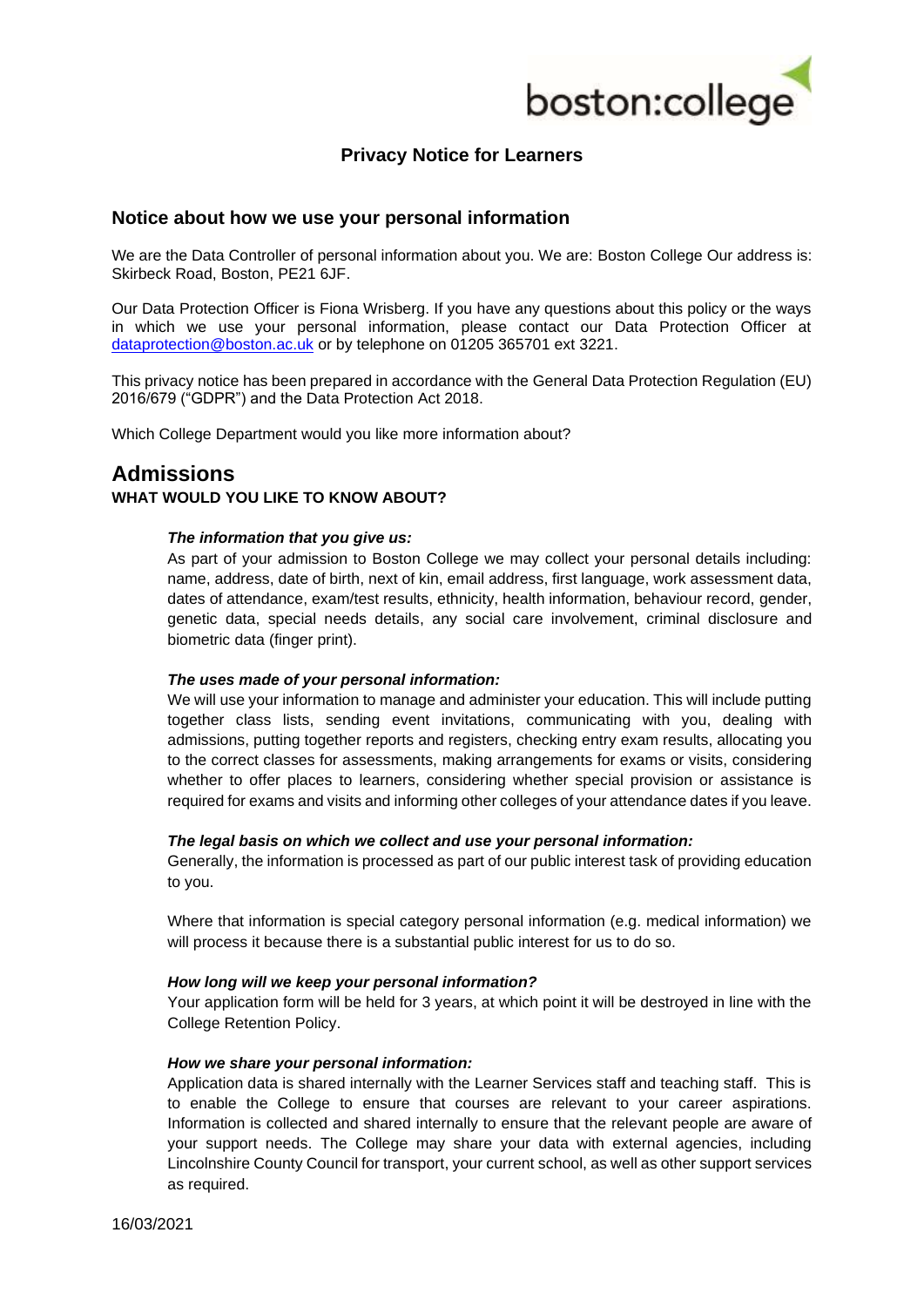## Privacy Notice for Learners

## Notice about how we use your personal information

We are the Data Controller of personal information about you. We are: Boston College Our address is: Skirbeck Road, Boston, PE21 6JF.

Our Data Protection Officer is Fiona Wrisberg. If you have any questions about this policy or the ways in which we use your personal information, please contact our Data Protection Officer at [dataprotection@boston.ac.uk](mailto:dataprotection@boston.ac.uk) or by telephone on 01205 365701 ext 3221.

This privacy notice has been prepared in accordance with the General Data Protection Regulation (EU) 2016/679 ("GDPR") and the Data Protection Act 2018.

Which College Department would you like more information about?

# Admissions

**WHAT WOULD YOU LIKE TO KNOW ABOUT?**

***The information that you give us:***

As part of your admission to Boston College we may collect your personal details including: name, address, date of birth, next of kin, email address, first language, work assessment data, dates of attendance, exam/test results, ethnicity, health information, behaviour record, gender, genetic data, special needs details, any social care involvement, criminal disclosure and biometric data (finger print).

***The uses made of your personal information:***

We will use your information to manage and administer your education. This will include putting together class lists, sending event invitations, communicating with you, dealing with admissions, putting together reports and registers, checking entry exam results, allocating you to the correct classes for assessments, making arrangements for exams or visits, considering whether to offer places to learners, considering whether special provision or assistance is required for exams and visits and informing other colleges of your attendance dates if you leave.

***The legal basis on which we collect and use your personal information:***

Generally, the information is processed as part of our public interest task of providing education to you.

Where that information is special category personal information (e.g. medical information) we will process it because there is a substantial public interest for us to do so.

***How long will we keep your personal information?***

Your application form will be held for 3 years, at which point it will be destroyed in line with the College Retention Policy.

***How we share your personal information:***

Application data is shared internally with the Learner Services staff and teaching staff. This is to enable the College to ensure that courses are relevant to your career aspirations. Information is collected and shared internally to ensure that the relevant people are aware of your support needs. The College may share your data with external agencies, including Lincolnshire County Council for transport, your current school, as well as other support services as required.

16/03/2021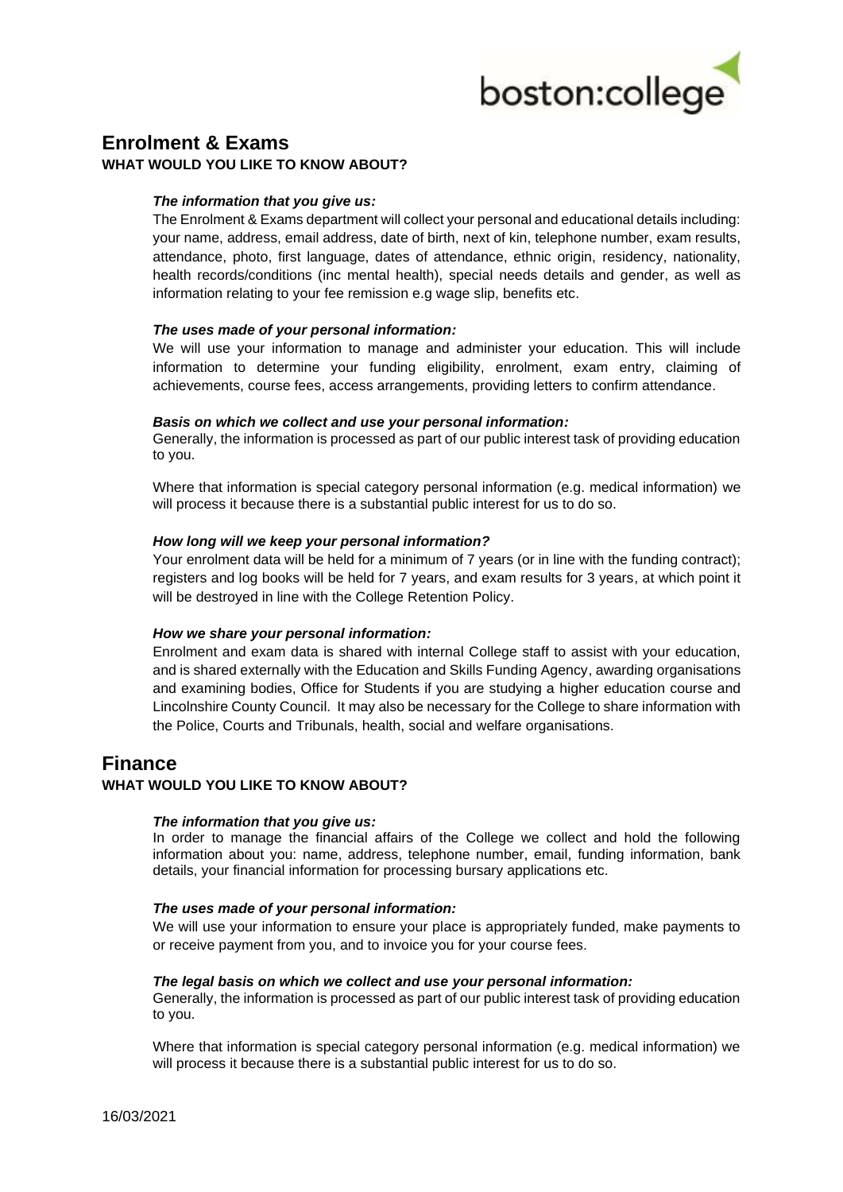## Enrolment & Exams

**WHAT WOULD YOU LIKE TO KNOW ABOUT?**

***The information that you give us:***

The Enrolment & Exams department will collect your personal and educational details including: your name, address, email address, date of birth, next of kin, telephone number, exam results, attendance, photo, first language, dates of attendance, ethnic origin, residency, nationality, health records/conditions (inc mental health), special needs details and gender, as well as information relating to your fee remission e.g wage slip, benefits etc.

***The uses made of your personal information:***

We will use your information to manage and administer your education. This will include information to determine your funding eligibility, enrolment, exam entry, claiming of achievements, course fees, access arrangements, providing letters to confirm attendance.

***Basis on which we collect and use your personal information:***

Generally, the information is processed as part of our public interest task of providing education to you.

Where that information is special category personal information (e.g. medical information) we will process it because there is a substantial public interest for us to do so.

***How long will we keep your personal information?***

Your enrolment data will be held for a minimum of 7 years (or in line with the funding contract); registers and log books will be held for 7 years, and exam results for 3 years, at which point it will be destroyed in line with the College Retention Policy.

***How we share your personal information:***

Enrolment and exam data is shared with internal College staff to assist with your education, and is shared externally with the Education and Skills Funding Agency, awarding organisations and examining bodies, Office for Students if you are studying a higher education course and Lincolnshire County Council. It may also be necessary for the College to share information with the Police, Courts and Tribunals, health, social and welfare organisations.

## Finance

**WHAT WOULD YOU LIKE TO KNOW ABOUT?**

***The information that you give us:***

In order to manage the financial affairs of the College we collect and hold the following information about you: name, address, telephone number, email, funding information, bank details, your financial information for processing bursary applications etc.

***The uses made of your personal information:***

We will use your information to ensure your place is appropriately funded, make payments to or receive payment from you, and to invoice you for your course fees.

***The legal basis on which we collect and use your personal information:***

Generally, the information is processed as part of our public interest task of providing education to you.

Where that information is special category personal information (e.g. medical information) we will process it because there is a substantial public interest for us to do so.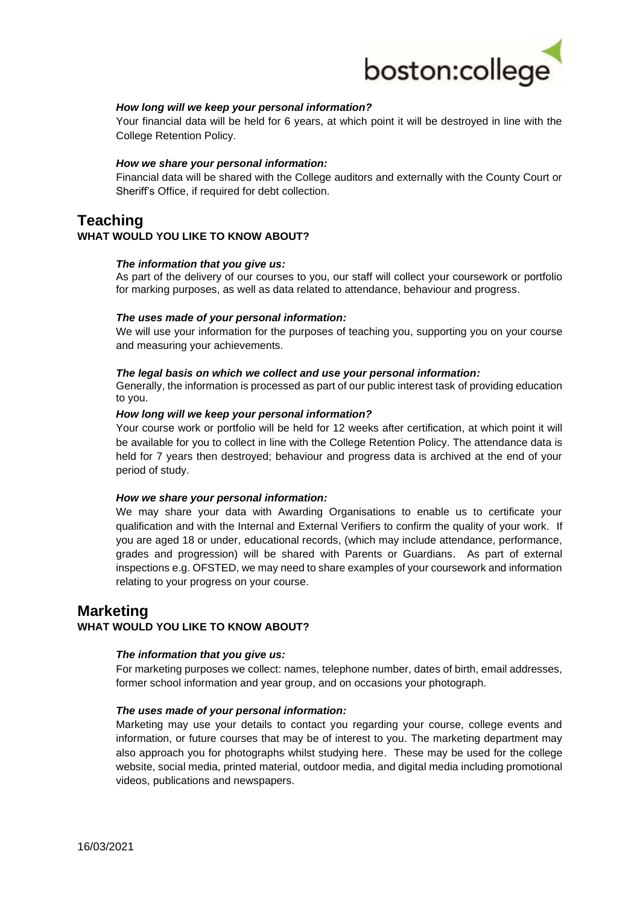***How long will we keep your personal information?***

Your financial data will be held for 6 years, at which point it will be destroyed in line with the College Retention Policy.

***How we share your personal information:***

Financial data will be shared with the College auditors and externally with the County Court or Sheriff's Office, if required for debt collection.

## Teaching

**WHAT WOULD YOU LIKE TO KNOW ABOUT?**

***The information that you give us:***

As part of the delivery of our courses to you, our staff will collect your coursework or portfolio for marking purposes, as well as data related to attendance, behaviour and progress.

***The uses made of your personal information:***

We will use your information for the purposes of teaching you, supporting you on your course and measuring your achievements.

***The legal basis on which we collect and use your personal information:***

Generally, the information is processed as part of our public interest task of providing education to you.

***How long will we keep your personal information?***

Your course work or portfolio will be held for 12 weeks after certification, at which point it will be available for you to collect in line with the College Retention Policy. The attendance data is held for 7 years then destroyed; behaviour and progress data is archived at the end of your period of study.

***How we share your personal information:***

We may share your data with Awarding Organisations to enable us to certificate your qualification and with the Internal and External Verifiers to confirm the quality of your work. If you are aged 18 or under, educational records, (which may include attendance, performance, grades and progression) will be shared with Parents or Guardians. As part of external inspections e.g. OFSTED, we may need to share examples of your coursework and information relating to your progress on your course.

## Marketing

**WHAT WOULD YOU LIKE TO KNOW ABOUT?**

***The information that you give us:***

For marketing purposes we collect: names, telephone number, dates of birth, email addresses, former school information and year group, and on occasions your photograph.

***The uses made of your personal information:***

Marketing may use your details to contact you regarding your course, college events and information, or future courses that may be of interest to you. The marketing department may also approach you for photographs whilst studying here. These may be used for the college website, social media, printed material, outdoor media, and digital media including promotional videos, publications and newspapers.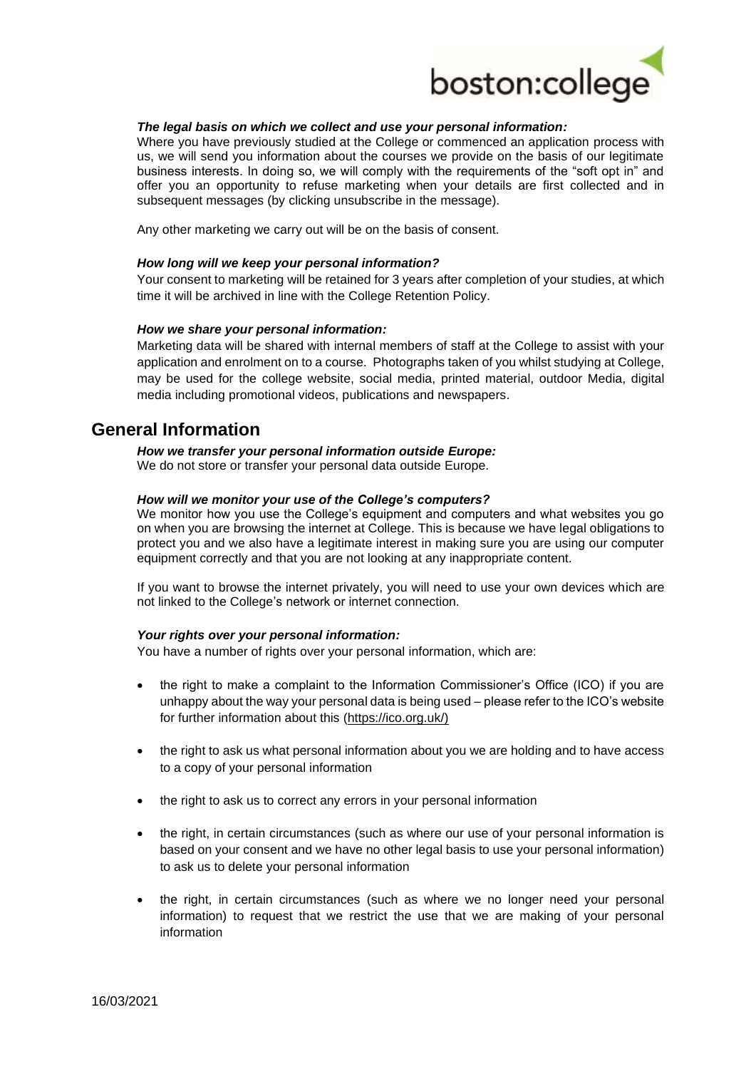***The legal basis on which we collect and use your personal information:***

Where you have previously studied at the College or commenced an application process with us, we will send you information about the courses we provide on the basis of our legitimate business interests. In doing so, we will comply with the requirements of the "soft opt in" and offer you an opportunity to refuse marketing when your details are first collected and in subsequent messages (by clicking unsubscribe in the message).

Any other marketing we carry out will be on the basis of consent.

***How long will we keep your personal information?***

Your consent to marketing will be retained for 3 years after completion of your studies, at which time it will be archived in line with the College Retention Policy.

***How we share your personal information:***

Marketing data will be shared with internal members of staff at the College to assist with your application and enrolment on to a course. Photographs taken of you whilst studying at College, may be used for the college website, social media, printed material, outdoor Media, digital media including promotional videos, publications and newspapers.

## General Information

***How we transfer your personal information outside Europe:***

We do not store or transfer your personal data outside Europe.

***How will we monitor your use of the College's computers?***

We monitor how you use the College's equipment and computers and what websites you go on when you are browsing the internet at College. This is because we have legal obligations to protect you and we also have a legitimate interest in making sure you are using our computer equipment correctly and that you are not looking at any inappropriate content.

If you want to browse the internet privately, you will need to use your own devices which are not linked to the College's network or internet connection.

***Your rights over your personal information:***

You have a number of rights over your personal information, which are:

- the right to make a complaint to the Information Commissioner's Office (ICO) if you are unhappy about the way your personal data is being used – please refer to the ICO's website for further information about this (https://ico.org.uk/)
- the right to ask us what personal information about you we are holding and to have access to a copy of your personal information
- the right to ask us to correct any errors in your personal information
- the right, in certain circumstances (such as where our use of your personal information is based on your consent and we have no other legal basis to use your personal information) to ask us to delete your personal information
- the right, in certain circumstances (such as where we no longer need your personal information) to request that we restrict the use that we are making of your personal information

16/03/2021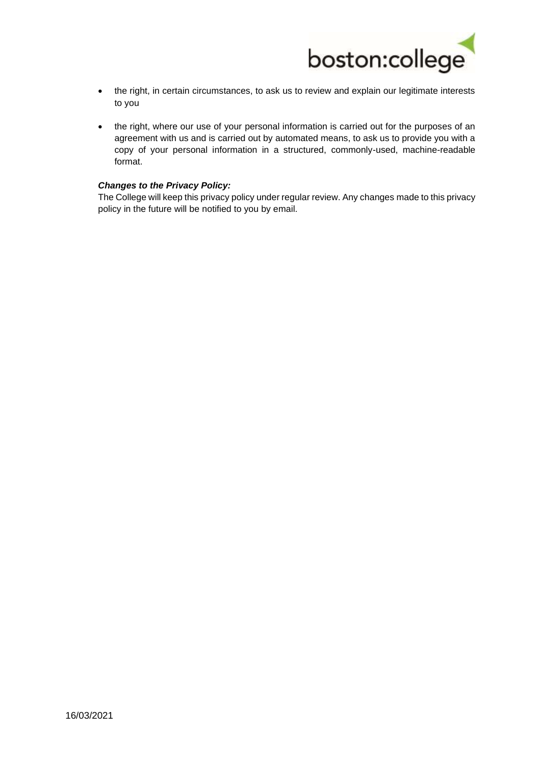- the right, in certain circumstances, to ask us to review and explain our legitimate interests to you
- the right, where our use of your personal information is carried out for the purposes of an agreement with us and is carried out by automated means, to ask us to provide you with a copy of your personal information in a structured, commonly-used, machine-readable format.

***Changes to the Privacy Policy:***

The College will keep this privacy policy under regular review. Any changes made to this privacy policy in the future will be notified to you by email.